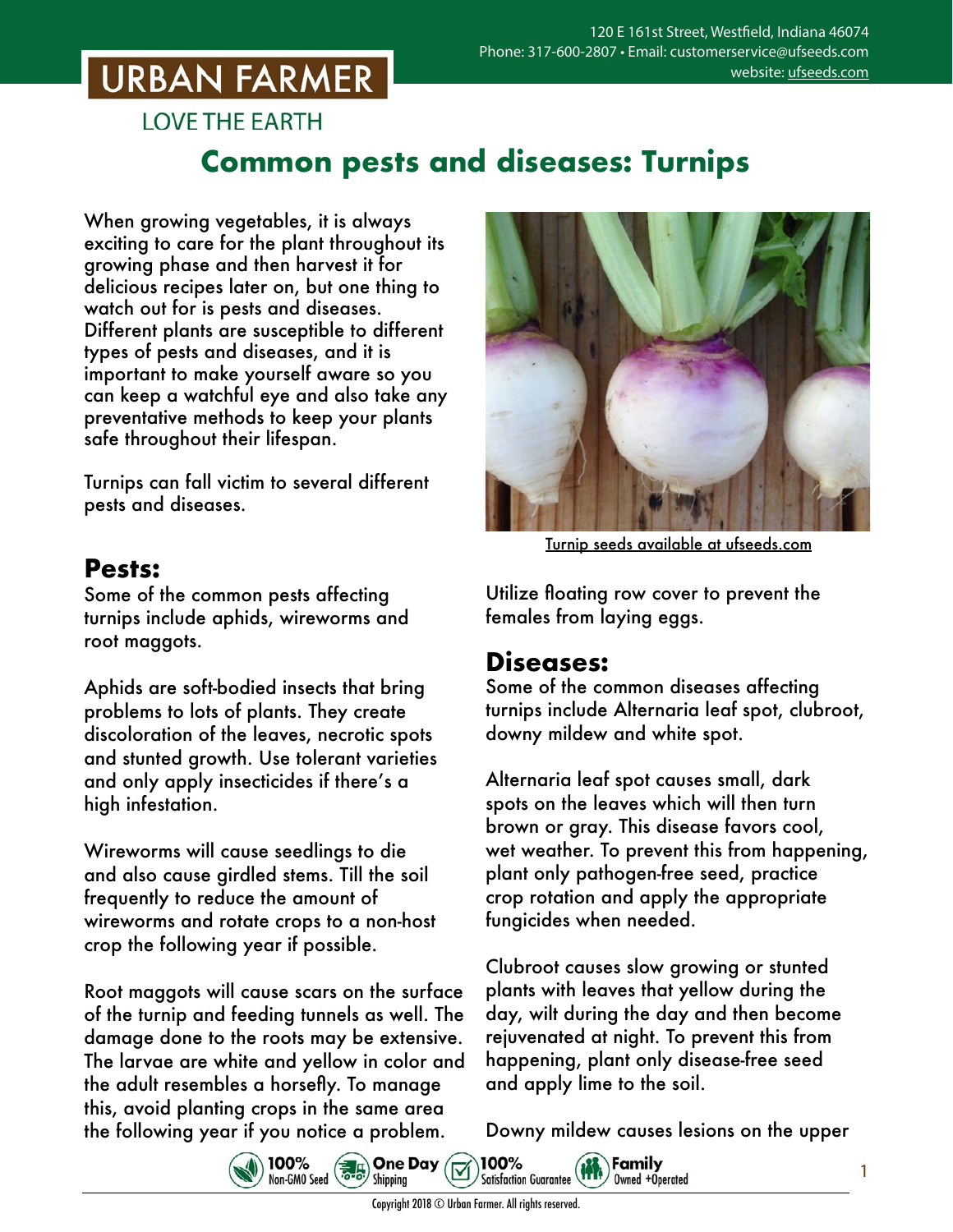# URBAN FARMER

LOVE THE EARTH

120 E 161st Street, Westfield, Indiana 46074
Phone: 317-600-2807 • Email: customerservice@ufseeds.com
website: ufseeds.com

# Common pests and diseases: Turnips

When growing vegetables, it is always exciting to care for the plant throughout its growing phase and then harvest it for delicious recipes later on, but one thing to watch out for is pests and diseases. Different plants are susceptible to different types of pests and diseases, and it is important to make yourself aware so you can keep a watchful eye and also take any preventative methods to keep your plants safe throughout their lifespan.

Turnips can fall victim to several different pests and diseases.

## Pests:

Some of the common pests affecting turnips include aphids, wireworms and root maggots.

Aphids are soft-bodied insects that bring problems to lots of plants. They create discoloration of the leaves, necrotic spots and stunted growth. Use tolerant varieties and only apply insecticides if there's a high infestation.

Wireworms will cause seedlings to die and also cause girdled stems. Till the soil frequently to reduce the amount of wireworms and rotate crops to a non-host crop the following year if possible.

Root maggots will cause scars on the surface of the turnip and feeding tunnels as well. The damage done to the roots may be extensive. The larvae are white and yellow in color and the adult resembles a horsefly. To manage this, avoid planting crops in the same area the following year if you notice a problem.

Turnip seeds available at ufseeds.com

Utilize floating row cover to prevent the females from laying eggs.

## Diseases:

Some of the common diseases affecting turnips include Alternaria leaf spot, clubroot, downy mildew and white spot.

Alternaria leaf spot causes small, dark spots on the leaves which will then turn brown or gray. This disease favors cool, wet weather. To prevent this from happening, plant only pathogen-free seed, practice crop rotation and apply the appropriate fungicides when needed.

Clubroot causes slow growing or stunted plants with leaves that yellow during the day, wilt during the day and then become rejuvenated at night. To prevent this from happening, plant only disease-free seed and apply lime to the soil.

Downy mildew causes lesions on the upper

100% Non-GMO Seed • One Day Shipping • 100% Satisfaction Guarantee • Family Owned +Operated

Copyright 2018 © Urban Farmer. All rights reserved.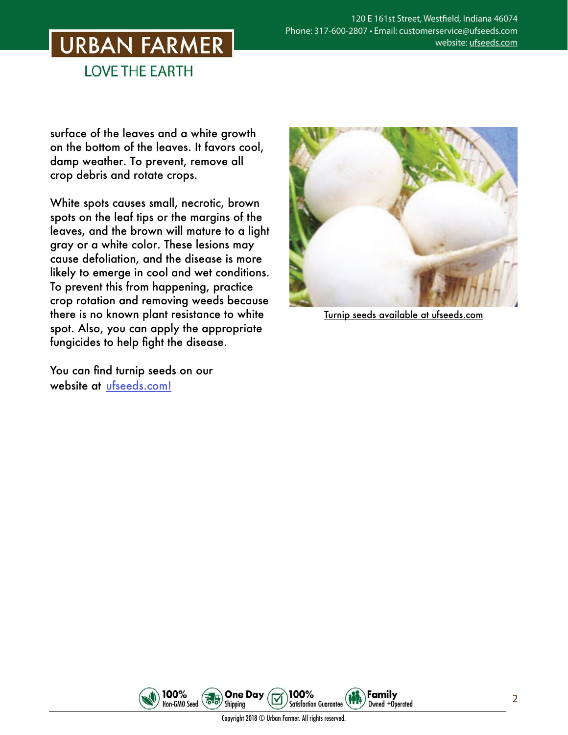surface of the leaves and a white growth on the bottom of the leaves. It favors cool, damp weather. To prevent, remove all crop debris and rotate crops.

White spots causes small, necrotic, brown spots on the leaf tips or the margins of the leaves, and the brown will mature to a light gray or a white color. These lesions may cause defoliation, and the disease is more likely to emerge in cool and wet conditions. To prevent this from happening, practice crop rotation and removing weeds because there is no known plant resistance to white spot. Also, you can apply the appropriate fungicides to help fight the disease.

You can find turnip seeds on our website at [ufseeds.com!](https://ufseeds.com)

Turnip seeds available at ufseeds.com